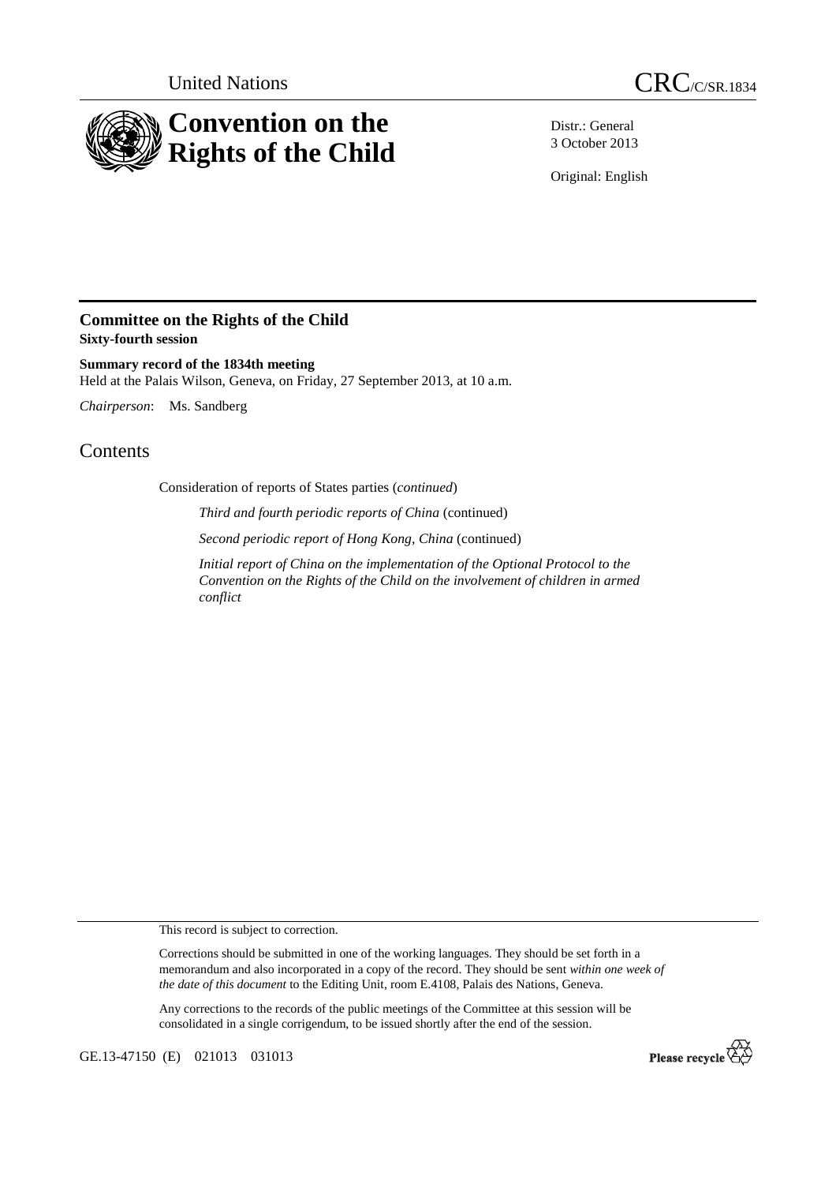United Nations CRC/C/SR.1834

# Convention on the Rights of the Child

Distr.: General
3 October 2013

Original: English

## Committee on the Rights of the Child
**Sixty-fourth session**

**Summary record of the 1834th meeting**
Held at the Palais Wilson, Geneva, on Friday, 27 September 2013, at 10 a.m.

*Chairperson*: Ms. Sandberg

# Contents

Consideration of reports of States parties (*continued*)

*Third and fourth periodic reports of China* (continued)

*Second periodic report of Hong Kong, China* (continued)

*Initial report of China on the implementation of the Optional Protocol to the Convention on the Rights of the Child on the involvement of children in armed conflict*

This record is subject to correction.

Corrections should be submitted in one of the working languages. They should be set forth in a memorandum and also incorporated in a copy of the record. They should be sent *within one week of the date of this document* to the Editing Unit, room E.4108, Palais des Nations, Geneva.

Any corrections to the records of the public meetings of the Committee at this session will be consolidated in a single corrigendum, to be issued shortly after the end of the session.

GE.13-47150 (E) 021013 031013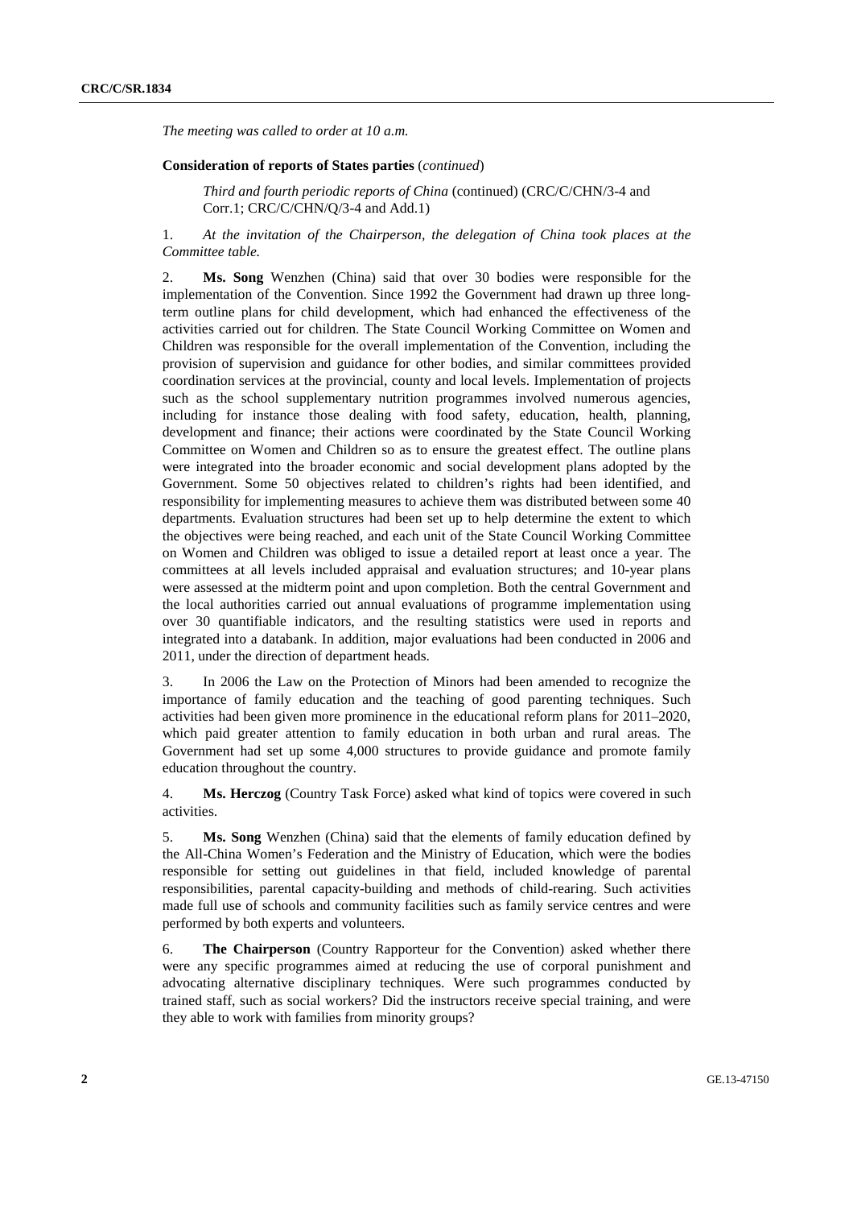*The meeting was called to order at 10 a.m.*

**Consideration of reports of States parties** (*continued*)

*Third and fourth periodic reports of China* (continued) (CRC/C/CHN/3-4 and Corr.1; CRC/C/CHN/Q/3-4 and Add.1)

1. *At the invitation of the Chairperson, the delegation of China took places at the Committee table.*

2. **Ms. Song** Wenzhen (China) said that over 30 bodies were responsible for the implementation of the Convention. Since 1992 the Government had drawn up three long-term outline plans for child development, which had enhanced the effectiveness of the activities carried out for children. The State Council Working Committee on Women and Children was responsible for the overall implementation of the Convention, including the provision of supervision and guidance for other bodies, and similar committees provided coordination services at the provincial, county and local levels. Implementation of projects such as the school supplementary nutrition programmes involved numerous agencies, including for instance those dealing with food safety, education, health, planning, development and finance; their actions were coordinated by the State Council Working Committee on Women and Children so as to ensure the greatest effect. The outline plans were integrated into the broader economic and social development plans adopted by the Government. Some 50 objectives related to children's rights had been identified, and responsibility for implementing measures to achieve them was distributed between some 40 departments. Evaluation structures had been set up to help determine the extent to which the objectives were being reached, and each unit of the State Council Working Committee on Women and Children was obliged to issue a detailed report at least once a year. The committees at all levels included appraisal and evaluation structures; and 10-year plans were assessed at the midterm point and upon completion. Both the central Government and the local authorities carried out annual evaluations of programme implementation using over 30 quantifiable indicators, and the resulting statistics were used in reports and integrated into a databank. In addition, major evaluations had been conducted in 2006 and 2011, under the direction of department heads.

3. In 2006 the Law on the Protection of Minors had been amended to recognize the importance of family education and the teaching of good parenting techniques. Such activities had been given more prominence in the educational reform plans for 2011–2020, which paid greater attention to family education in both urban and rural areas. The Government had set up some 4,000 structures to provide guidance and promote family education throughout the country.

4. **Ms. Herczog** (Country Task Force) asked what kind of topics were covered in such activities.

5. **Ms. Song** Wenzhen (China) said that the elements of family education defined by the All-China Women's Federation and the Ministry of Education, which were the bodies responsible for setting out guidelines in that field, included knowledge of parental responsibilities, parental capacity-building and methods of child-rearing. Such activities made full use of schools and community facilities such as family service centres and were performed by both experts and volunteers.

6. **The Chairperson** (Country Rapporteur for the Convention) asked whether there were any specific programmes aimed at reducing the use of corporal punishment and advocating alternative disciplinary techniques. Were such programmes conducted by trained staff, such as social workers? Did the instructors receive special training, and were they able to work with families from minority groups?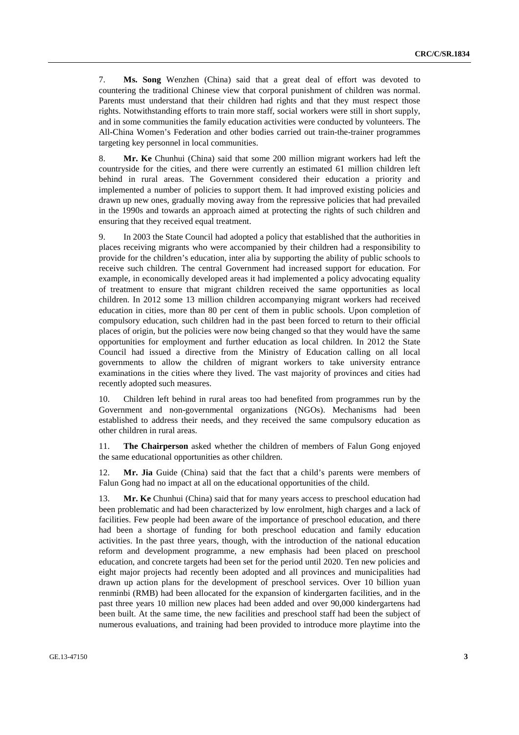7. **Ms. Song** Wenzhen (China) said that a great deal of effort was devoted to countering the traditional Chinese view that corporal punishment of children was normal. Parents must understand that their children had rights and that they must respect those rights. Notwithstanding efforts to train more staff, social workers were still in short supply, and in some communities the family education activities were conducted by volunteers. The All-China Women's Federation and other bodies carried out train-the-trainer programmes targeting key personnel in local communities.

8. **Mr. Ke** Chunhui (China) said that some 200 million migrant workers had left the countryside for the cities, and there were currently an estimated 61 million children left behind in rural areas. The Government considered their education a priority and implemented a number of policies to support them. It had improved existing policies and drawn up new ones, gradually moving away from the repressive policies that had prevailed in the 1990s and towards an approach aimed at protecting the rights of such children and ensuring that they received equal treatment.

9. In 2003 the State Council had adopted a policy that established that the authorities in places receiving migrants who were accompanied by their children had a responsibility to provide for the children's education, inter alia by supporting the ability of public schools to receive such children. The central Government had increased support for education. For example, in economically developed areas it had implemented a policy advocating equality of treatment to ensure that migrant children received the same opportunities as local children. In 2012 some 13 million children accompanying migrant workers had received education in cities, more than 80 per cent of them in public schools. Upon completion of compulsory education, such children had in the past been forced to return to their official places of origin, but the policies were now being changed so that they would have the same opportunities for employment and further education as local children. In 2012 the State Council had issued a directive from the Ministry of Education calling on all local governments to allow the children of migrant workers to take university entrance examinations in the cities where they lived. The vast majority of provinces and cities had recently adopted such measures.

10. Children left behind in rural areas too had benefited from programmes run by the Government and non-governmental organizations (NGOs). Mechanisms had been established to address their needs, and they received the same compulsory education as other children in rural areas.

11. **The Chairperson** asked whether the children of members of Falun Gong enjoyed the same educational opportunities as other children.

12. **Mr. Jia** Guide (China) said that the fact that a child's parents were members of Falun Gong had no impact at all on the educational opportunities of the child.

13. **Mr. Ke** Chunhui (China) said that for many years access to preschool education had been problematic and had been characterized by low enrolment, high charges and a lack of facilities. Few people had been aware of the importance of preschool education, and there had been a shortage of funding for both preschool education and family education activities. In the past three years, though, with the introduction of the national education reform and development programme, a new emphasis had been placed on preschool education, and concrete targets had been set for the period until 2020. Ten new policies and eight major projects had recently been adopted and all provinces and municipalities had drawn up action plans for the development of preschool services. Over 10 billion yuan renminbi (RMB) had been allocated for the expansion of kindergarten facilities, and in the past three years 10 million new places had been added and over 90,000 kindergartens had been built. At the same time, the new facilities and preschool staff had been the subject of numerous evaluations, and training had been provided to introduce more playtime into the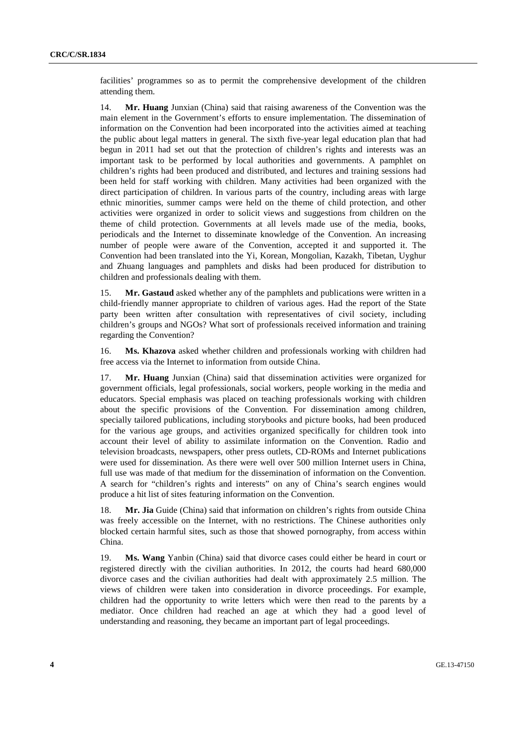facilities' programmes so as to permit the comprehensive development of the children attending them.

14. **Mr. Huang** Junxian (China) said that raising awareness of the Convention was the main element in the Government's efforts to ensure implementation. The dissemination of information on the Convention had been incorporated into the activities aimed at teaching the public about legal matters in general. The sixth five-year legal education plan that had begun in 2011 had set out that the protection of children's rights and interests was an important task to be performed by local authorities and governments. A pamphlet on children's rights had been produced and distributed, and lectures and training sessions had been held for staff working with children. Many activities had been organized with the direct participation of children. In various parts of the country, including areas with large ethnic minorities, summer camps were held on the theme of child protection, and other activities were organized in order to solicit views and suggestions from children on the theme of child protection. Governments at all levels made use of the media, books, periodicals and the Internet to disseminate knowledge of the Convention. An increasing number of people were aware of the Convention, accepted it and supported it. The Convention had been translated into the Yi, Korean, Mongolian, Kazakh, Tibetan, Uyghur and Zhuang languages and pamphlets and disks had been produced for distribution to children and professionals dealing with them.

15. **Mr. Gastaud** asked whether any of the pamphlets and publications were written in a child-friendly manner appropriate to children of various ages. Had the report of the State party been written after consultation with representatives of civil society, including children's groups and NGOs? What sort of professionals received information and training regarding the Convention?

16. **Ms. Khazova** asked whether children and professionals working with children had free access via the Internet to information from outside China.

17. **Mr. Huang** Junxian (China) said that dissemination activities were organized for government officials, legal professionals, social workers, people working in the media and educators. Special emphasis was placed on teaching professionals working with children about the specific provisions of the Convention. For dissemination among children, specially tailored publications, including storybooks and picture books, had been produced for the various age groups, and activities organized specifically for children took into account their level of ability to assimilate information on the Convention. Radio and television broadcasts, newspapers, other press outlets, CD-ROMs and Internet publications were used for dissemination. As there were well over 500 million Internet users in China, full use was made of that medium for the dissemination of information on the Convention. A search for "children's rights and interests" on any of China's search engines would produce a hit list of sites featuring information on the Convention.

18. **Mr. Jia** Guide (China) said that information on children's rights from outside China was freely accessible on the Internet, with no restrictions. The Chinese authorities only blocked certain harmful sites, such as those that showed pornography, from access within China.

19. **Ms. Wang** Yanbin (China) said that divorce cases could either be heard in court or registered directly with the civilian authorities. In 2012, the courts had heard 680,000 divorce cases and the civilian authorities had dealt with approximately 2.5 million. The views of children were taken into consideration in divorce proceedings. For example, children had the opportunity to write letters which were then read to the parents by a mediator. Once children had reached an age at which they had a good level of understanding and reasoning, they became an important part of legal proceedings.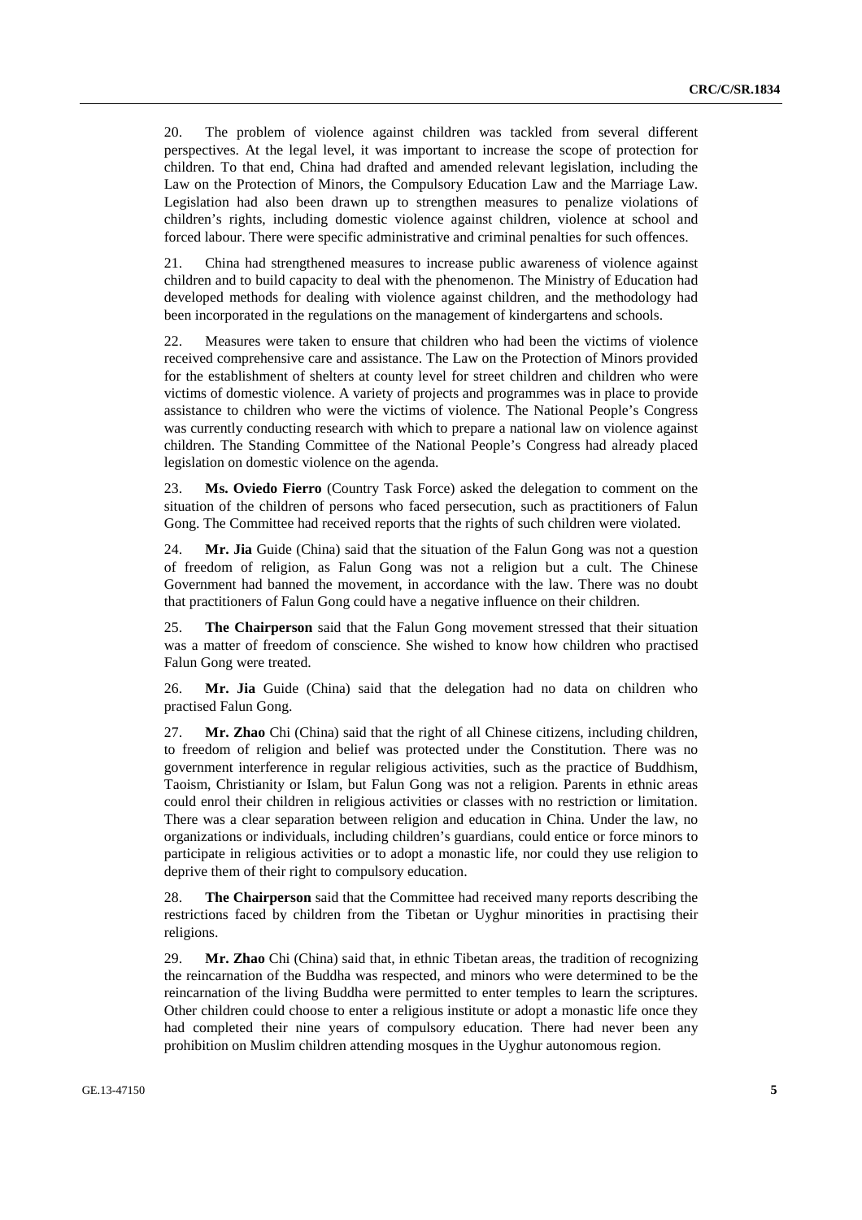20. The problem of violence against children was tackled from several different perspectives. At the legal level, it was important to increase the scope of protection for children. To that end, China had drafted and amended relevant legislation, including the Law on the Protection of Minors, the Compulsory Education Law and the Marriage Law. Legislation had also been drawn up to strengthen measures to penalize violations of children's rights, including domestic violence against children, violence at school and forced labour. There were specific administrative and criminal penalties for such offences.

21. China had strengthened measures to increase public awareness of violence against children and to build capacity to deal with the phenomenon. The Ministry of Education had developed methods for dealing with violence against children, and the methodology had been incorporated in the regulations on the management of kindergartens and schools.

22. Measures were taken to ensure that children who had been the victims of violence received comprehensive care and assistance. The Law on the Protection of Minors provided for the establishment of shelters at county level for street children and children who were victims of domestic violence. A variety of projects and programmes was in place to provide assistance to children who were the victims of violence. The National People's Congress was currently conducting research with which to prepare a national law on violence against children. The Standing Committee of the National People's Congress had already placed legislation on domestic violence on the agenda.

23. **Ms. Oviedo Fierro** (Country Task Force) asked the delegation to comment on the situation of the children of persons who faced persecution, such as practitioners of Falun Gong. The Committee had received reports that the rights of such children were violated.

24. **Mr. Jia** Guide (China) said that the situation of the Falun Gong was not a question of freedom of religion, as Falun Gong was not a religion but a cult. The Chinese Government had banned the movement, in accordance with the law. There was no doubt that practitioners of Falun Gong could have a negative influence on their children.

25. **The Chairperson** said that the Falun Gong movement stressed that their situation was a matter of freedom of conscience. She wished to know how children who practised Falun Gong were treated.

26. **Mr. Jia** Guide (China) said that the delegation had no data on children who practised Falun Gong.

27. **Mr. Zhao** Chi (China) said that the right of all Chinese citizens, including children, to freedom of religion and belief was protected under the Constitution. There was no government interference in regular religious activities, such as the practice of Buddhism, Taoism, Christianity or Islam, but Falun Gong was not a religion. Parents in ethnic areas could enrol their children in religious activities or classes with no restriction or limitation. There was a clear separation between religion and education in China. Under the law, no organizations or individuals, including children's guardians, could entice or force minors to participate in religious activities or to adopt a monastic life, nor could they use religion to deprive them of their right to compulsory education.

28. **The Chairperson** said that the Committee had received many reports describing the restrictions faced by children from the Tibetan or Uyghur minorities in practising their religions.

29. **Mr. Zhao** Chi (China) said that, in ethnic Tibetan areas, the tradition of recognizing the reincarnation of the Buddha was respected, and minors who were determined to be the reincarnation of the living Buddha were permitted to enter temples to learn the scriptures. Other children could choose to enter a religious institute or adopt a monastic life once they had completed their nine years of compulsory education. There had never been any prohibition on Muslim children attending mosques in the Uyghur autonomous region.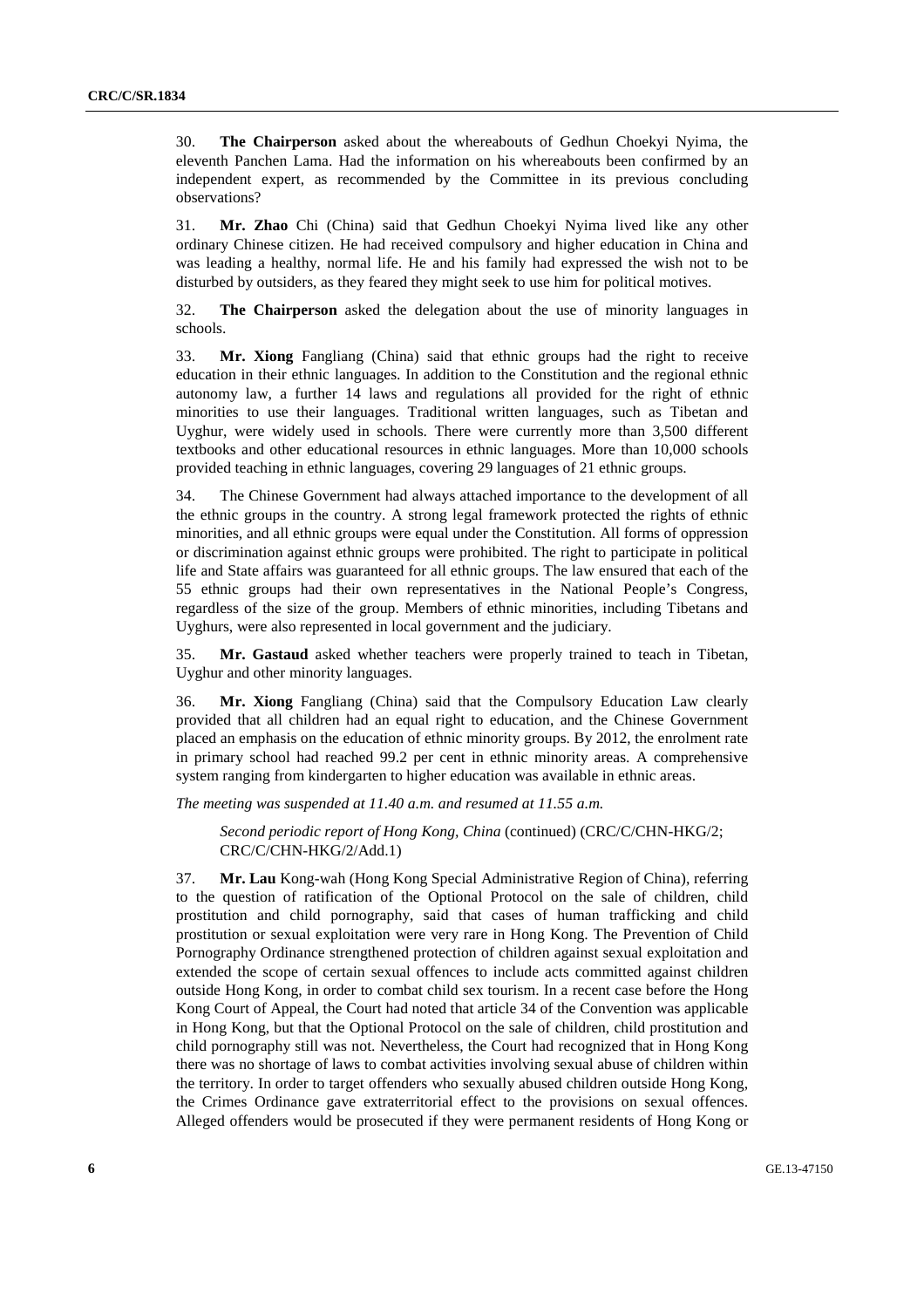30. **The Chairperson** asked about the whereabouts of Gedhun Choekyi Nyima, the eleventh Panchen Lama. Had the information on his whereabouts been confirmed by an independent expert, as recommended by the Committee in its previous concluding observations?

31. **Mr. Zhao** Chi (China) said that Gedhun Choekyi Nyima lived like any other ordinary Chinese citizen. He had received compulsory and higher education in China and was leading a healthy, normal life. He and his family had expressed the wish not to be disturbed by outsiders, as they feared they might seek to use him for political motives.

32. **The Chairperson** asked the delegation about the use of minority languages in schools.

33. **Mr. Xiong** Fangliang (China) said that ethnic groups had the right to receive education in their ethnic languages. In addition to the Constitution and the regional ethnic autonomy law, a further 14 laws and regulations all provided for the right of ethnic minorities to use their languages. Traditional written languages, such as Tibetan and Uyghur, were widely used in schools. There were currently more than 3,500 different textbooks and other educational resources in ethnic languages. More than 10,000 schools provided teaching in ethnic languages, covering 29 languages of 21 ethnic groups.

34. The Chinese Government had always attached importance to the development of all the ethnic groups in the country. A strong legal framework protected the rights of ethnic minorities, and all ethnic groups were equal under the Constitution. All forms of oppression or discrimination against ethnic groups were prohibited. The right to participate in political life and State affairs was guaranteed for all ethnic groups. The law ensured that each of the 55 ethnic groups had their own representatives in the National People's Congress, regardless of the size of the group. Members of ethnic minorities, including Tibetans and Uyghurs, were also represented in local government and the judiciary.

35. **Mr. Gastaud** asked whether teachers were properly trained to teach in Tibetan, Uyghur and other minority languages.

36. **Mr. Xiong** Fangliang (China) said that the Compulsory Education Law clearly provided that all children had an equal right to education, and the Chinese Government placed an emphasis on the education of ethnic minority groups. By 2012, the enrolment rate in primary school had reached 99.2 per cent in ethnic minority areas. A comprehensive system ranging from kindergarten to higher education was available in ethnic areas.

*The meeting was suspended at 11.40 a.m. and resumed at 11.55 a.m.*

*Second periodic report of Hong Kong, China* (continued) (CRC/C/CHN-HKG/2; CRC/C/CHN-HKG/2/Add.1)

37. **Mr. Lau** Kong-wah (Hong Kong Special Administrative Region of China), referring to the question of ratification of the Optional Protocol on the sale of children, child prostitution and child pornography, said that cases of human trafficking and child prostitution or sexual exploitation were very rare in Hong Kong. The Prevention of Child Pornography Ordinance strengthened protection of children against sexual exploitation and extended the scope of certain sexual offences to include acts committed against children outside Hong Kong, in order to combat child sex tourism. In a recent case before the Hong Kong Court of Appeal, the Court had noted that article 34 of the Convention was applicable in Hong Kong, but that the Optional Protocol on the sale of children, child prostitution and child pornography still was not. Nevertheless, the Court had recognized that in Hong Kong there was no shortage of laws to combat activities involving sexual abuse of children within the territory. In order to target offenders who sexually abused children outside Hong Kong, the Crimes Ordinance gave extraterritorial effect to the provisions on sexual offences. Alleged offenders would be prosecuted if they were permanent residents of Hong Kong or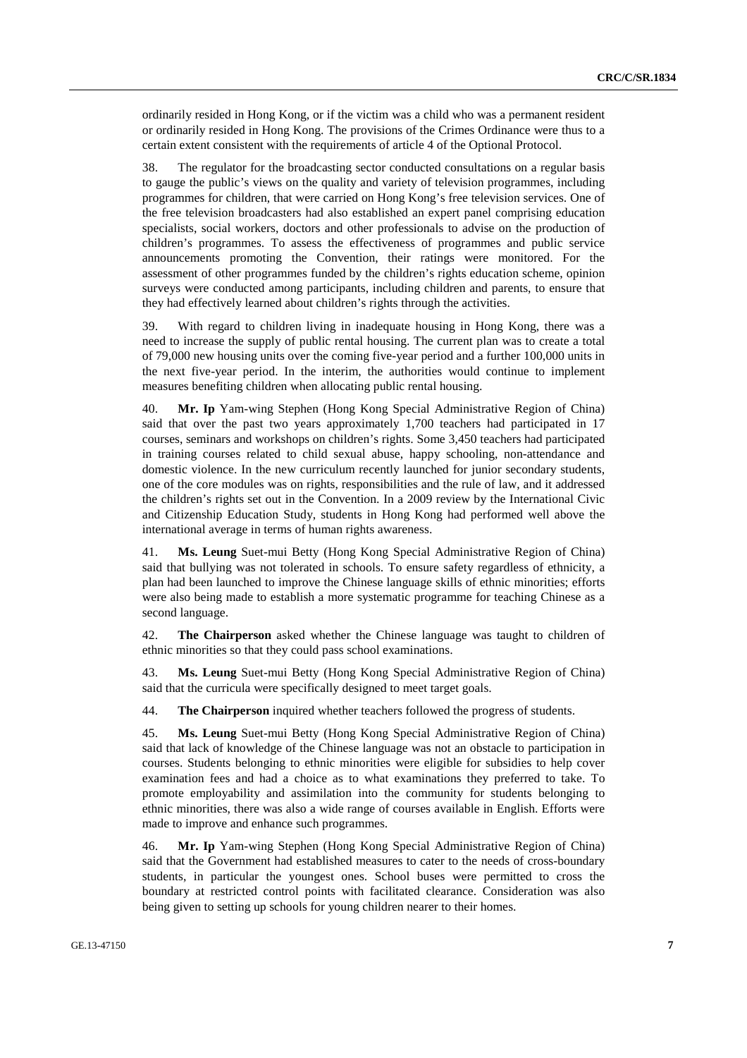ordinarily resided in Hong Kong, or if the victim was a child who was a permanent resident or ordinarily resided in Hong Kong. The provisions of the Crimes Ordinance were thus to a certain extent consistent with the requirements of article 4 of the Optional Protocol.

38. The regulator for the broadcasting sector conducted consultations on a regular basis to gauge the public's views on the quality and variety of television programmes, including programmes for children, that were carried on Hong Kong's free television services. One of the free television broadcasters had also established an expert panel comprising education specialists, social workers, doctors and other professionals to advise on the production of children's programmes. To assess the effectiveness of programmes and public service announcements promoting the Convention, their ratings were monitored. For the assessment of other programmes funded by the children's rights education scheme, opinion surveys were conducted among participants, including children and parents, to ensure that they had effectively learned about children's rights through the activities.

39. With regard to children living in inadequate housing in Hong Kong, there was a need to increase the supply of public rental housing. The current plan was to create a total of 79,000 new housing units over the coming five-year period and a further 100,000 units in the next five-year period. In the interim, the authorities would continue to implement measures benefiting children when allocating public rental housing.

40. **Mr. Ip** Yam-wing Stephen (Hong Kong Special Administrative Region of China) said that over the past two years approximately 1,700 teachers had participated in 17 courses, seminars and workshops on children's rights. Some 3,450 teachers had participated in training courses related to child sexual abuse, happy schooling, non-attendance and domestic violence. In the new curriculum recently launched for junior secondary students, one of the core modules was on rights, responsibilities and the rule of law, and it addressed the children's rights set out in the Convention. In a 2009 review by the International Civic and Citizenship Education Study, students in Hong Kong had performed well above the international average in terms of human rights awareness.

41. **Ms. Leung** Suet-mui Betty (Hong Kong Special Administrative Region of China) said that bullying was not tolerated in schools. To ensure safety regardless of ethnicity, a plan had been launched to improve the Chinese language skills of ethnic minorities; efforts were also being made to establish a more systematic programme for teaching Chinese as a second language.

42. **The Chairperson** asked whether the Chinese language was taught to children of ethnic minorities so that they could pass school examinations.

43. **Ms. Leung** Suet-mui Betty (Hong Kong Special Administrative Region of China) said that the curricula were specifically designed to meet target goals.

44. **The Chairperson** inquired whether teachers followed the progress of students.

45. **Ms. Leung** Suet-mui Betty (Hong Kong Special Administrative Region of China) said that lack of knowledge of the Chinese language was not an obstacle to participation in courses. Students belonging to ethnic minorities were eligible for subsidies to help cover examination fees and had a choice as to what examinations they preferred to take. To promote employability and assimilation into the community for students belonging to ethnic minorities, there was also a wide range of courses available in English. Efforts were made to improve and enhance such programmes.

46. **Mr. Ip** Yam-wing Stephen (Hong Kong Special Administrative Region of China) said that the Government had established measures to cater to the needs of cross-boundary students, in particular the youngest ones. School buses were permitted to cross the boundary at restricted control points with facilitated clearance. Consideration was also being given to setting up schools for young children nearer to their homes.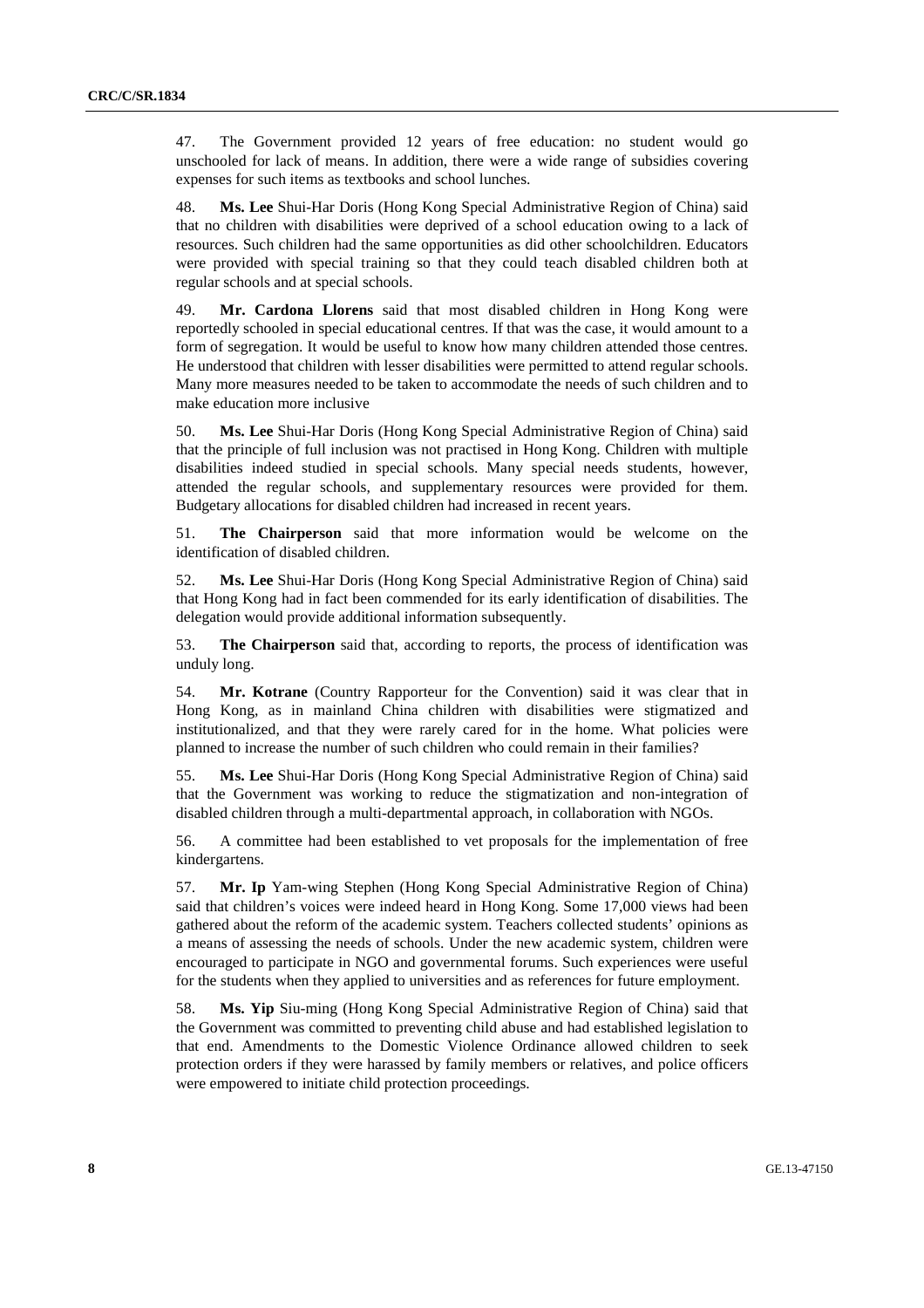47. The Government provided 12 years of free education: no student would go unschooled for lack of means. In addition, there were a wide range of subsidies covering expenses for such items as textbooks and school lunches.

48. **Ms. Lee** Shui-Har Doris (Hong Kong Special Administrative Region of China) said that no children with disabilities were deprived of a school education owing to a lack of resources. Such children had the same opportunities as did other schoolchildren. Educators were provided with special training so that they could teach disabled children both at regular schools and at special schools.

49. **Mr. Cardona Llorens** said that most disabled children in Hong Kong were reportedly schooled in special educational centres. If that was the case, it would amount to a form of segregation. It would be useful to know how many children attended those centres. He understood that children with lesser disabilities were permitted to attend regular schools. Many more measures needed to be taken to accommodate the needs of such children and to make education more inclusive

50. **Ms. Lee** Shui-Har Doris (Hong Kong Special Administrative Region of China) said that the principle of full inclusion was not practised in Hong Kong. Children with multiple disabilities indeed studied in special schools. Many special needs students, however, attended the regular schools, and supplementary resources were provided for them. Budgetary allocations for disabled children had increased in recent years.

51. **The Chairperson** said that more information would be welcome on the identification of disabled children.

52. **Ms. Lee** Shui-Har Doris (Hong Kong Special Administrative Region of China) said that Hong Kong had in fact been commended for its early identification of disabilities. The delegation would provide additional information subsequently.

53. **The Chairperson** said that, according to reports, the process of identification was unduly long.

54. **Mr. Kotrane** (Country Rapporteur for the Convention) said it was clear that in Hong Kong, as in mainland China children with disabilities were stigmatized and institutionalized, and that they were rarely cared for in the home. What policies were planned to increase the number of such children who could remain in their families?

55. **Ms. Lee** Shui-Har Doris (Hong Kong Special Administrative Region of China) said that the Government was working to reduce the stigmatization and non-integration of disabled children through a multi-departmental approach, in collaboration with NGOs.

56. A committee had been established to vet proposals for the implementation of free kindergartens.

57. **Mr. Ip** Yam-wing Stephen (Hong Kong Special Administrative Region of China) said that children's voices were indeed heard in Hong Kong. Some 17,000 views had been gathered about the reform of the academic system. Teachers collected students' opinions as a means of assessing the needs of schools. Under the new academic system, children were encouraged to participate in NGO and governmental forums. Such experiences were useful for the students when they applied to universities and as references for future employment.

58. **Ms. Yip** Siu-ming (Hong Kong Special Administrative Region of China) said that the Government was committed to preventing child abuse and had established legislation to that end. Amendments to the Domestic Violence Ordinance allowed children to seek protection orders if they were harassed by family members or relatives, and police officers were empowered to initiate child protection proceedings.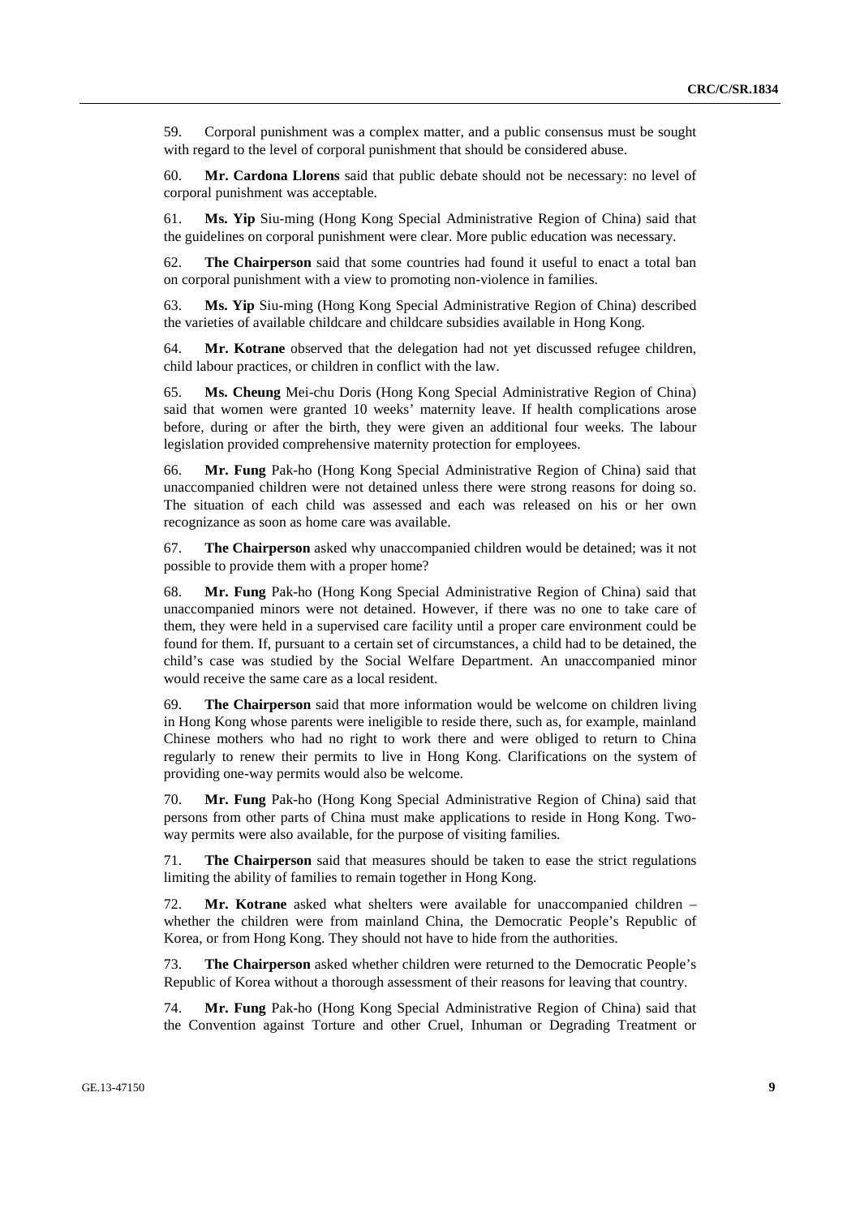59. Corporal punishment was a complex matter, and a public consensus must be sought with regard to the level of corporal punishment that should be considered abuse.

60. **Mr. Cardona Llorens** said that public debate should not be necessary: no level of corporal punishment was acceptable.

61. **Ms. Yip** Siu-ming (Hong Kong Special Administrative Region of China) said that the guidelines on corporal punishment were clear. More public education was necessary.

62. **The Chairperson** said that some countries had found it useful to enact a total ban on corporal punishment with a view to promoting non-violence in families.

63. **Ms. Yip** Siu-ming (Hong Kong Special Administrative Region of China) described the varieties of available childcare and childcare subsidies available in Hong Kong.

64. **Mr. Kotrane** observed that the delegation had not yet discussed refugee children, child labour practices, or children in conflict with the law.

65. **Ms. Cheung** Mei-chu Doris (Hong Kong Special Administrative Region of China) said that women were granted 10 weeks' maternity leave. If health complications arose before, during or after the birth, they were given an additional four weeks. The labour legislation provided comprehensive maternity protection for employees.

66. **Mr. Fung** Pak-ho (Hong Kong Special Administrative Region of China) said that unaccompanied children were not detained unless there were strong reasons for doing so. The situation of each child was assessed and each was released on his or her own recognizance as soon as home care was available.

67. **The Chairperson** asked why unaccompanied children would be detained; was it not possible to provide them with a proper home?

68. **Mr. Fung** Pak-ho (Hong Kong Special Administrative Region of China) said that unaccompanied minors were not detained. However, if there was no one to take care of them, they were held in a supervised care facility until a proper care environment could be found for them. If, pursuant to a certain set of circumstances, a child had to be detained, the child's case was studied by the Social Welfare Department. An unaccompanied minor would receive the same care as a local resident.

69. **The Chairperson** said that more information would be welcome on children living in Hong Kong whose parents were ineligible to reside there, such as, for example, mainland Chinese mothers who had no right to work there and were obliged to return to China regularly to renew their permits to live in Hong Kong. Clarifications on the system of providing one-way permits would also be welcome.

70. **Mr. Fung** Pak-ho (Hong Kong Special Administrative Region of China) said that persons from other parts of China must make applications to reside in Hong Kong. Two-way permits were also available, for the purpose of visiting families.

71. **The Chairperson** said that measures should be taken to ease the strict regulations limiting the ability of families to remain together in Hong Kong.

72. **Mr. Kotrane** asked what shelters were available for unaccompanied children – whether the children were from mainland China, the Democratic People's Republic of Korea, or from Hong Kong. They should not have to hide from the authorities.

73. **The Chairperson** asked whether children were returned to the Democratic People's Republic of Korea without a thorough assessment of their reasons for leaving that country.

74. **Mr. Fung** Pak-ho (Hong Kong Special Administrative Region of China) said that the Convention against Torture and other Cruel, Inhuman or Degrading Treatment or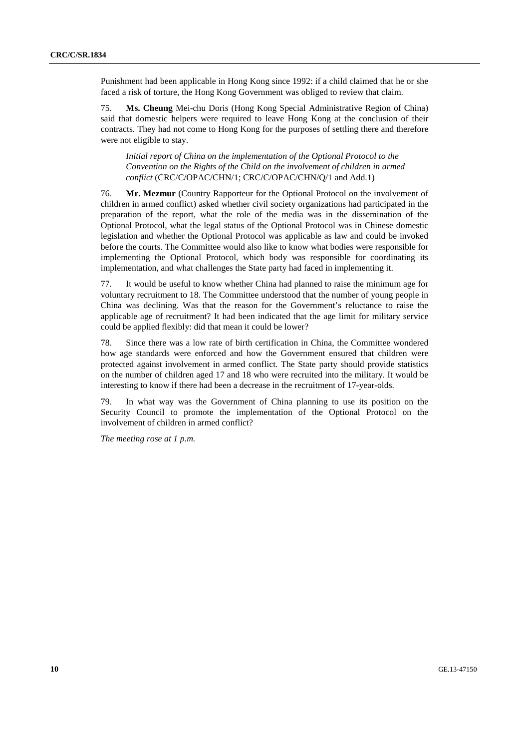Punishment had been applicable in Hong Kong since 1992: if a child claimed that he or she faced a risk of torture, the Hong Kong Government was obliged to review that claim.

75. **Ms. Cheung** Mei-chu Doris (Hong Kong Special Administrative Region of China) said that domestic helpers were required to leave Hong Kong at the conclusion of their contracts. They had not come to Hong Kong for the purposes of settling there and therefore were not eligible to stay.

*Initial report of China on the implementation of the Optional Protocol to the Convention on the Rights of the Child on the involvement of children in armed conflict* (CRC/C/OPAC/CHN/1; CRC/C/OPAC/CHN/Q/1 and Add.1)

76. **Mr. Mezmur** (Country Rapporteur for the Optional Protocol on the involvement of children in armed conflict) asked whether civil society organizations had participated in the preparation of the report, what the role of the media was in the dissemination of the Optional Protocol, what the legal status of the Optional Protocol was in Chinese domestic legislation and whether the Optional Protocol was applicable as law and could be invoked before the courts. The Committee would also like to know what bodies were responsible for implementing the Optional Protocol, which body was responsible for coordinating its implementation, and what challenges the State party had faced in implementing it.

77. It would be useful to know whether China had planned to raise the minimum age for voluntary recruitment to 18. The Committee understood that the number of young people in China was declining. Was that the reason for the Government's reluctance to raise the applicable age of recruitment? It had been indicated that the age limit for military service could be applied flexibly: did that mean it could be lower?

78. Since there was a low rate of birth certification in China, the Committee wondered how age standards were enforced and how the Government ensured that children were protected against involvement in armed conflict. The State party should provide statistics on the number of children aged 17 and 18 who were recruited into the military. It would be interesting to know if there had been a decrease in the recruitment of 17-year-olds.

79. In what way was the Government of China planning to use its position on the Security Council to promote the implementation of the Optional Protocol on the involvement of children in armed conflict?

*The meeting rose at 1 p.m.*